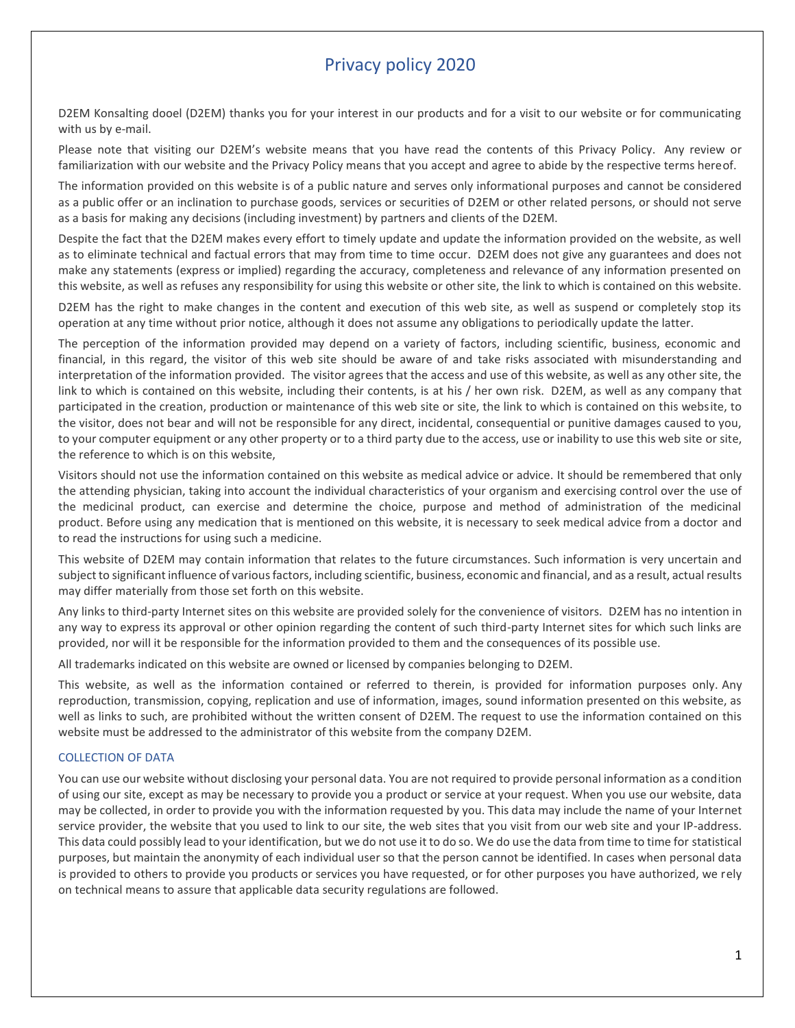# Privacy policy 2020

D2EM Konsalting dooel (D2EM) thanks you for your interest in our products and for a visit to our website or for communicating with us by e-mail.

Please note that visiting our D2EM's website means that you have read the contents of this Privacy Policy. Any review or familiarization with our website and the Privacy Policy means that you accept and agree to abide by the respective terms hereof.

The information provided on this website is of a public nature and serves only informational purposes and cannot be considered as a public offer or an inclination to purchase goods, services or securities of D2EM or other related persons, or should not serve as a basis for making any decisions (including investment) by partners and clients of the D2EM.

Despite the fact that the D2EM makes every effort to timely update and update the information provided on the website, as well as to eliminate technical and factual errors that may from time to time occur. D2EM does not give any guarantees and does not make any statements (express or implied) regarding the accuracy, completeness and relevance of any information presented on this website, as well as refuses any responsibility for using this website or other site, the link to which is contained on this website.

D2EM has the right to make changes in the content and execution of this web site, as well as suspend or completely stop its operation at any time without prior notice, although it does not assume any obligations to periodically update the latter.

The perception of the information provided may depend on a variety of factors, including scientific, business, economic and financial, in this regard, the visitor of this web site should be aware of and take risks associated with misunderstanding and interpretation of the information provided. The visitor agrees that the access and use of this website, as well as any other site, the link to which is contained on this website, including their contents, is at his / her own risk. D2EM, as well as any company that participated in the creation, production or maintenance of this web site or site, the link to which is contained on this website, to the visitor, does not bear and will not be responsible for any direct, incidental, consequential or punitive damages caused to you, to your computer equipment or any other property or to a third party due to the access, use or inability to use this web site or site, the reference to which is on this website,

Visitors should not use the information contained on this website as medical advice or advice. It should be remembered that only the attending physician, taking into account the individual characteristics of your organism and exercising control over the use of the medicinal product, can exercise and determine the choice, purpose and method of administration of the medicinal product. Before using any medication that is mentioned on this website, it is necessary to seek medical advice from a doctor and to read the instructions for using such a medicine.

This website of D2EM may contain information that relates to the future circumstances. Such information is very uncertain and subject to significant influence of various factors, including scientific, business, economic and financial, and as a result, actual results may differ materially from those set forth on this website.

Any links to third-party Internet sites on this website are provided solely for the convenience of visitors. D2EM has no intention in any way to express its approval or other opinion regarding the content of such third-party Internet sites for which such links are provided, nor will it be responsible for the information provided to them and the consequences of its possible use.

All trademarks indicated on this website are owned or licensed by companies belonging to D2EM.

This website, as well as the information contained or referred to therein, is provided for information purposes only. Any reproduction, transmission, copying, replication and use of information, images, sound information presented on this website, as well as links to such, are prohibited without the written consent of D2EM. The request to use the information contained on this website must be addressed to the administrator of this website from the company D2EM.

## COLLECTION OF DATA

You can use our website without disclosing your personal data. You are not required to provide personal information as a condition of using our site, except as may be necessary to provide you a product or service at your request. When you use our website, data may be collected, in order to provide you with the information requested by you. This data may include the name of your Internet service provider, the website that you used to link to our site, the web sites that you visit from our web site and your IP-address. This data could possibly lead to your identification, but we do not use it to do so. We do use the data from time to time for statistical purposes, but maintain the anonymity of each individual user so that the person cannot be identified. In cases when personal data is provided to others to provide you products or services you have requested, or for other purposes you have authorized, we rely on technical means to assure that applicable data security regulations are followed.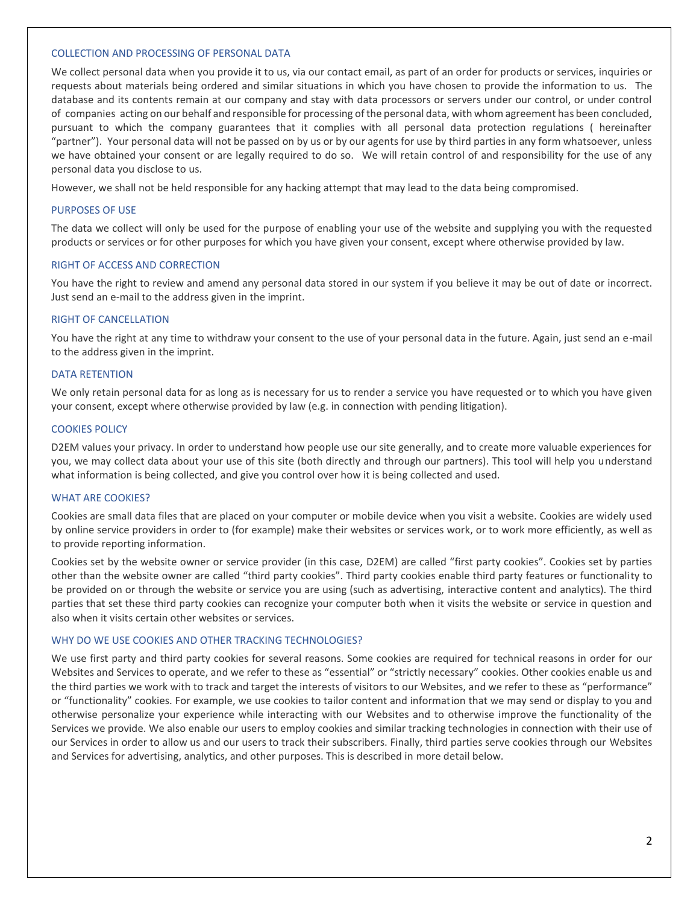## COLLECTION AND PROCESSING OF PERSONAL DATA

We collect personal data when you provide it to us, via our contact email, as part of an order for products or services, inquiries or requests about materials being ordered and similar situations in which you have chosen to provide the information to us. The database and its contents remain at our company and stay with data processors or servers under our control, or under control of companies acting on our behalf and responsible for processing of the personal data, with whom agreement has been concluded, pursuant to which the company guarantees that it complies with all personal data protection regulations ( hereinafter "partner"). Your personal data will not be passed on by us or by our agents for use by third parties in any form whatsoever, unless we have obtained your consent or are legally required to do so. We will retain control of and responsibility for the use of any personal data you disclose to us.

However, we shall not be held responsible for any hacking attempt that may lead to the data being compromised.

## PURPOSES OF USE

The data we collect will only be used for the purpose of enabling your use of the website and supplying you with the requested products or services or for other purposes for which you have given your consent, except where otherwise provided by law.

## RIGHT OF ACCESS AND CORRECTION

You have the right to review and amend any personal data stored in our system if you believe it may be out of date or incorrect. Just send an e-mail to the address given in the imprint.

## RIGHT OF CANCELLATION

You have the right at any time to withdraw your consent to the use of your personal data in the future. Again, just send an e-mail to the address given in the imprint.

## DATA RETENTION

We only retain personal data for as long as is necessary for us to render a service you have requested or to which you have given your consent, except where otherwise provided by law (e.g. in connection with pending litigation).

## COOKIES POLICY

D2EM values your privacy. In order to understand how people use our site generally, and to create more valuable experiences for you, we may collect data about your use of this site (both directly and through our partners). This tool will help you understand what information is being collected, and give you control over how it is being collected and used.

## WHAT ARE COOKIES?

Cookies are small data files that are placed on your computer or mobile device when you visit a website. Cookies are widely used by online service providers in order to (for example) make their websites or services work, or to work more efficiently, as well as to provide reporting information.

Cookies set by the website owner or service provider (in this case, D2EM) are called "first party cookies". Cookies set by parties other than the website owner are called "third party cookies". Third party cookies enable third party features or functionality to be provided on or through the website or service you are using (such as advertising, interactive content and analytics). The third parties that set these third party cookies can recognize your computer both when it visits the website or service in question and also when it visits certain other websites or services.

## WHY DO WE USE COOKIES AND OTHER TRACKING TECHNOLOGIES?

We use first party and third party cookies for several reasons. Some cookies are required for technical reasons in order for our Websites and Services to operate, and we refer to these as "essential" or "strictly necessary" cookies. Other cookies enable us and the third parties we work with to track and target the interests of visitors to our Websites, and we refer to these as "performance" or "functionality" cookies. For example, we use cookies to tailor content and information that we may send or display to you and otherwise personalize your experience while interacting with our Websites and to otherwise improve the functionality of the Services we provide. We also enable our users to employ cookies and similar tracking technologies in connection with their use of our Services in order to allow us and our users to track their subscribers. Finally, third parties serve cookies through our Websites and Services for advertising, analytics, and other purposes. This is described in more detail below.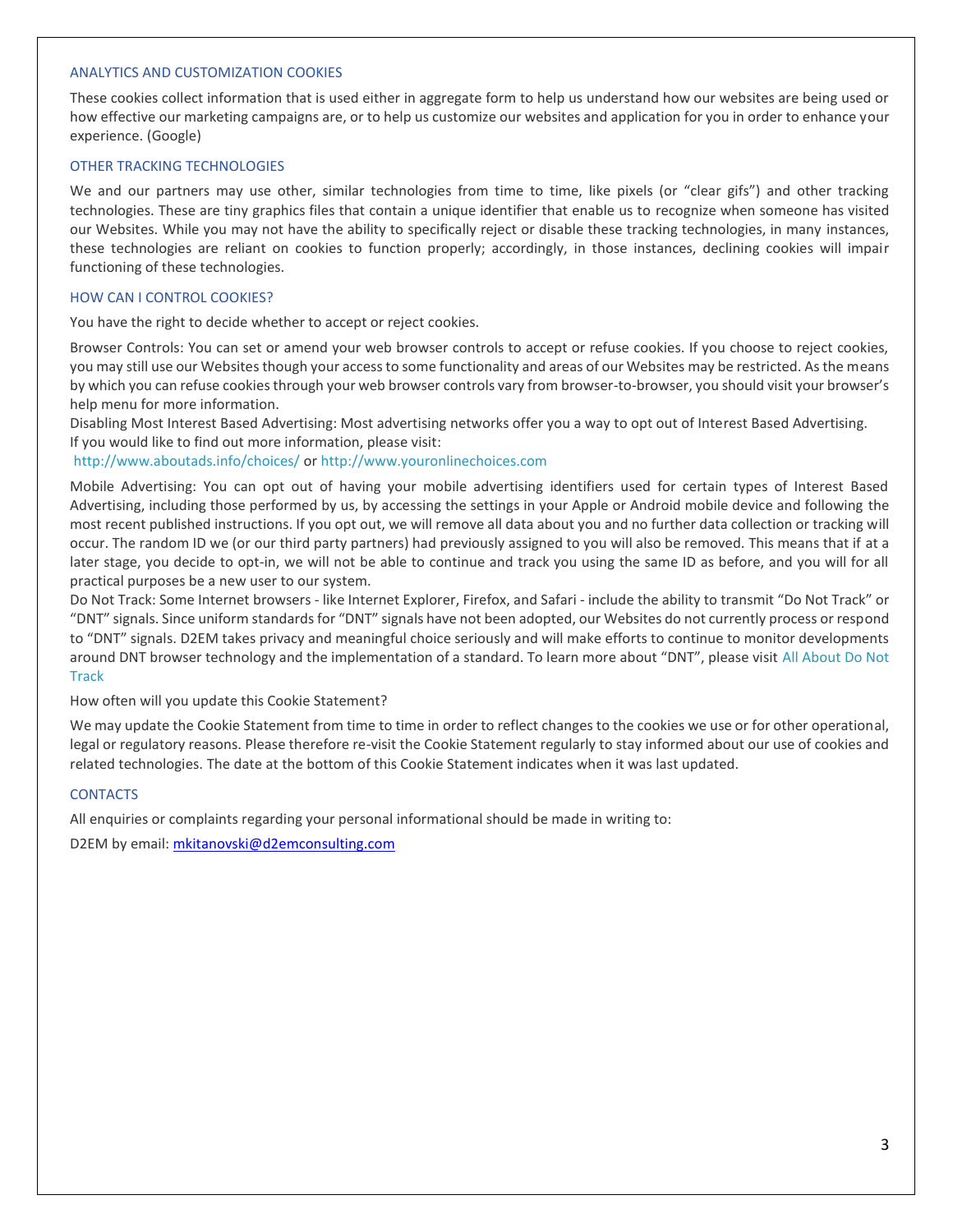## ANALYTICS AND CUSTOMIZATION COOKIES

These cookies collect information that is used either in aggregate form to help us understand how our websites are being used or how effective our marketing campaigns are, or to help us customize our websites and application for you in order to enhance your experience. (Google)

## OTHER TRACKING TECHNOLOGIES

We and our partners may use other, similar technologies from time to time, like pixels (or "clear gifs") and other tracking technologies. These are tiny graphics files that contain a unique identifier that enable us to recognize when someone has visited our Websites. While you may not have the ability to specifically reject or disable these tracking technologies, in many instances, these technologies are reliant on cookies to function properly; accordingly, in those instances, declining cookies will impair functioning of these technologies.

## HOW CAN I CONTROL COOKIES?

You have the right to decide whether to accept or reject cookies.

Browser Controls: You can set or amend your web browser controls to accept or refuse cookies. If you choose to reject cookies, you may still use our Websites though your access to some functionality and areas of our Websites may be restricted. As the means by which you can refuse cookies through your web browser controls vary from browser-to-browser, you should visit your browser's help menu for more information.

Disabling Most Interest Based Advertising: Most advertising networks offer you a way to opt out of Interest Based Advertising. If you would like to find out more information, please visit:

http://www.aboutads.info/choices/ or http://www.youronlinechoices.com

Mobile Advertising: You can opt out of having your mobile advertising identifiers used for certain types of Interest Based Advertising, including those performed by us, by accessing the settings in your Apple or Android mobile device and following the most recent published instructions. If you opt out, we will remove all data about you and no further data collection or tracking will occur. The random ID we (or our third party partners) had previously assigned to you will also be removed. This means that if at a later stage, you decide to opt-in, we will not be able to continue and track you using the same ID as before, and you will for all practical purposes be a new user to our system.

Do Not Track: Some Internet browsers - like Internet Explorer, Firefox, and Safari - include the ability to transmit "Do Not Track" or "DNT" signals. Since uniform standards for "DNT" signals have not been adopted, our Websites do not currently process or respond to "DNT" signals. D2EM takes privacy and meaningful choice seriously and will make efforts to continue to monitor developments around DNT browser technology and the implementation of a standard. To learn more about "DNT", please visit All About Do Not Track

How often will you update this Cookie Statement?

We may update the Cookie Statement from time to time in order to reflect changes to the cookies we use or for other operational, legal or regulatory reasons. Please therefore re-visit the Cookie Statement regularly to stay informed about our use of cookies and related technologies. The date at the bottom of this Cookie Statement indicates when it was last updated.

## CONTACTS

All enquiries or complaints regarding your personal informational should be made in writing to:

D2EM by email: mkitanovski@d2emconsulting.com